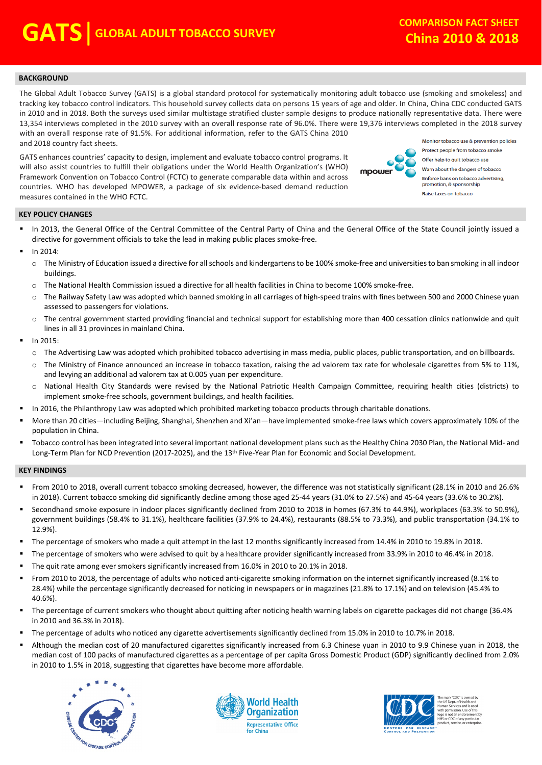# GATS | GLOBAL ADULT TOBACCO SURVEY

## COMPARISON FACT SHEET
## China 2010 & 2018

### BACKGROUND

The Global Adult Tobacco Survey (GATS) is a global standard protocol for systematically monitoring adult tobacco use (smoking and smokeless) and tracking key tobacco control indicators. This household survey collects data on persons 15 years of age and older. In China, China CDC conducted GATS in 2010 and in 2018. Both the surveys used similar multistage stratified cluster sample designs to produce nationally representative data. There were 13,354 interviews completed in the 2010 survey with an overall response rate of 96.0%. There were 19,376 interviews completed in the 2018 survey with an overall response rate of 91.5%. For additional information, refer to the GATS China 2010 and 2018 country fact sheets.

GATS enhances countries' capacity to design, implement and evaluate tobacco control programs. It will also assist countries to fulfill their obligations under the World Health Organization's (WHO) Framework Convention on Tobacco Control (FCTC) to generate comparable data within and across countries. WHO has developed MPOWER, a package of six evidence-based demand reduction measures contained in the WHO FCTC.

mpower
- Monitor tobacco use & prevention policies
- Protect people from tobacco smoke
- Offer help to quit tobacco use
- Warn about the dangers of tobacco
- Enforce bans on tobacco advertising, promotion, & sponsorship
- Raise taxes on tobacco

### KEY POLICY CHANGES

- In 2013, the General Office of the Central Committee of the Central Party of China and the General Office of the State Council jointly issued a directive for government officials to take the lead in making public places smoke-free.
- In 2014:
  - The Ministry of Education issued a directive for all schools and kindergartens to be 100% smoke-free and universities to ban smoking in all indoor buildings.
  - The National Health Commission issued a directive for all health facilities in China to become 100% smoke-free.
  - The Railway Safety Law was adopted which banned smoking in all carriages of high-speed trains with fines between 500 and 2000 Chinese yuan assessed to passengers for violations.
  - The central government started providing financial and technical support for establishing more than 400 cessation clinics nationwide and quit lines in all 31 provinces in mainland China.
- In 2015:
  - The Advertising Law was adopted which prohibited tobacco advertising in mass media, public places, public transportation, and on billboards.
  - The Ministry of Finance announced an increase in tobacco taxation, raising the ad valorem tax rate for wholesale cigarettes from 5% to 11%, and levying an additional ad valorem tax at 0.005 yuan per expenditure.
  - National Health City Standards were revised by the National Patriotic Health Campaign Committee, requiring health cities (districts) to implement smoke-free schools, government buildings, and health facilities.
- In 2016, the Philanthropy Law was adopted which prohibited marketing tobacco products through charitable donations.
- More than 20 cities—including Beijing, Shanghai, Shenzhen and Xi'an—have implemented smoke-free laws which covers approximately 10% of the population in China.
- Tobacco control has been integrated into several important national development plans such as the Healthy China 2030 Plan, the National Mid- and Long-Term Plan for NCD Prevention (2017-2025), and the 13th Five-Year Plan for Economic and Social Development.

### KEY FINDINGS

- From 2010 to 2018, overall current tobacco smoking decreased, however, the difference was not statistically significant (28.1% in 2010 and 26.6% in 2018). Current tobacco smoking did significantly decline among those aged 25-44 years (31.0% to 27.5%) and 45-64 years (33.6% to 30.2%).
- Secondhand smoke exposure in indoor places significantly declined from 2010 to 2018 in homes (67.3% to 44.9%), workplaces (63.3% to 50.9%), government buildings (58.4% to 31.1%), healthcare facilities (37.9% to 24.4%), restaurants (88.5% to 73.3%), and public transportation (34.1% to 12.9%).
- The percentage of smokers who made a quit attempt in the last 12 months significantly increased from 14.4% in 2010 to 19.8% in 2018.
- The percentage of smokers who were advised to quit by a healthcare provider significantly increased from 33.9% in 2010 to 46.4% in 2018.
- The quit rate among ever smokers significantly increased from 16.0% in 2010 to 20.1% in 2018.
- From 2010 to 2018, the percentage of adults who noticed anti-cigarette smoking information on the internet significantly increased (8.1% to 28.4%) while the percentage significantly decreased for noticing in newspapers or in magazines (21.8% to 17.1%) and on television (45.4% to 40.6%).
- The percentage of current smokers who thought about quitting after noticing health warning labels on cigarette packages did not change (36.4% in 2010 and 36.3% in 2018).
- The percentage of adults who noticed any cigarette advertisements significantly declined from 15.0% in 2010 to 10.7% in 2018.
- Although the median cost of 20 manufactured cigarettes significantly increased from 6.3 Chinese yuan in 2010 to 9.9 Chinese yuan in 2018, the median cost of 100 packs of manufactured cigarettes as a percentage of per capita Gross Domestic Product (GDP) significantly declined from 2.0% in 2010 to 1.5% in 2018, suggesting that cigarettes have become more affordable.

World Health Organization Representative Office for China

The mark "CDC" is owned by the US Dept. of Health and Human Services and is used with permission. Use of this logo is not an endorsement by HHS or CDC of any particular product, service, or enterprise.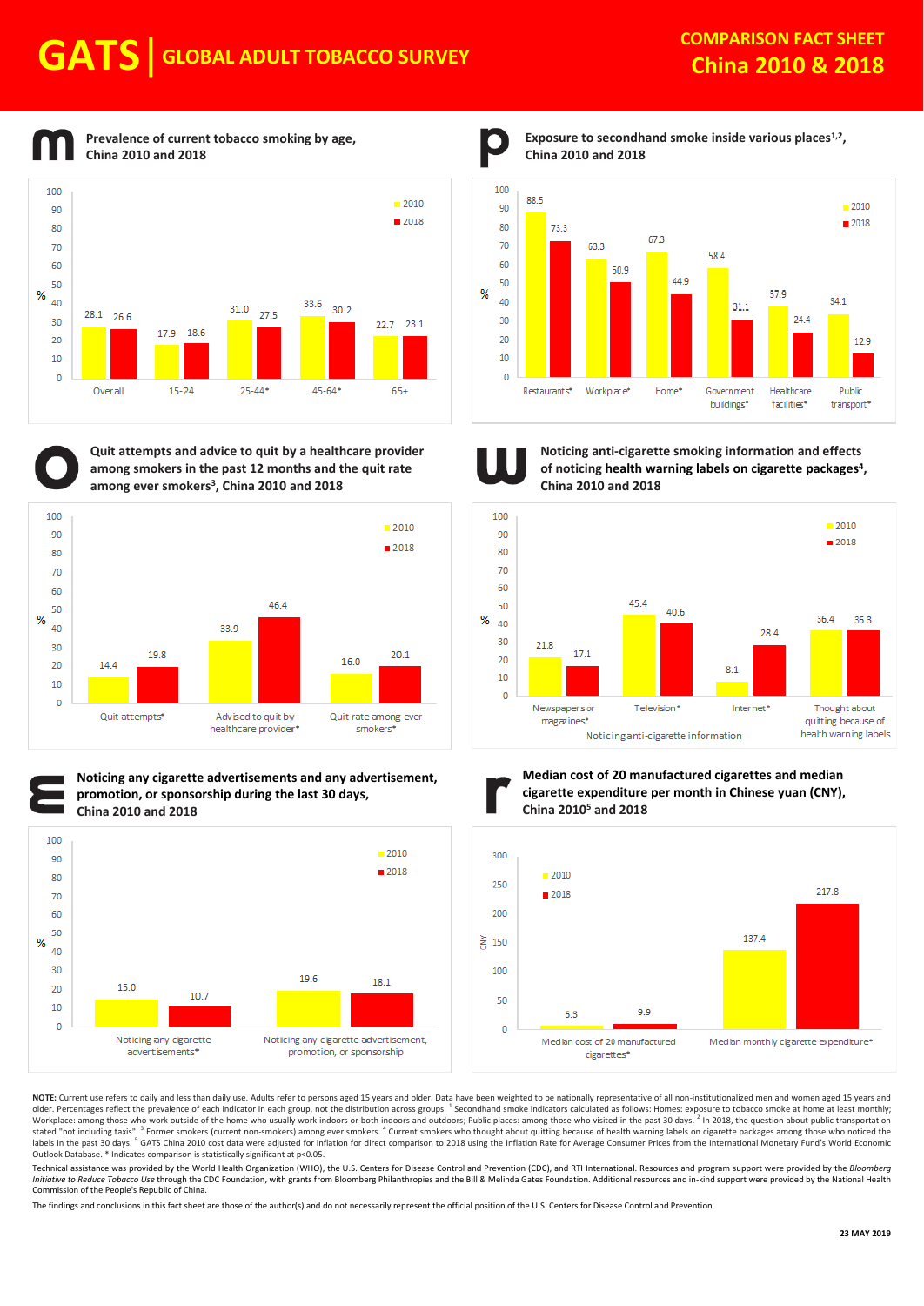# GATS | GLOBAL ADULT TOBACCO SURVEY

**COMPARISON FACT SHEET**
**China 2010 & 2018**

## m — Prevalence of current tobacco smoking by age, China 2010 and 2018

100
90
80
70
60
50
%
40
30
20
10
0

2010
2018

28.1 26.6
17.9 18.6
31.0 27.5
33.6 30.2
22.7 23.1

Overall
15-24
25-44*
45-64*
65+

## p — Exposure to secondhand smoke inside various places[1,2], China 2010 and 2018

100
90
80
70
60
50
%
40
30
20
10
0

2010
2018

88.5 73.3
63.3 50.9
67.3 44.9
58.4 31.1
37.9 24.4
34.1 12.9

Restaurants*
Workplace*
Home*
Government buildings*
Healthcare facilities*
Public transport*

## o — Quit attempts and advice to quit by a healthcare provider among smokers in the past 12 months and the quit rate among ever smokers[3], China 2010 and 2018

100
90
80
70
60
50
%
40
30
20
10
0

2010
2018

14.4 19.8
33.9 46.4
16.0 20.1

Quit attempts*
Advised to quit by healthcare provider*
Quit rate among ever smokers*

## w — Noticing anti-cigarette smoking information and effects of noticing health warning labels on cigarette packages[4], China 2010 and 2018

100
90
80
70
60
50
%
40
30
20
10
0

2010
2018

21.8 17.1
45.4 40.6
8.1 28.4
36.4 36.3

Newspapers or magazines*
Television*
Internet*
Noticing anti-cigarette information
Thought about quitting because of health warning labels

## e — Noticing any cigarette advertisements and any advertisement, promotion, or sponsorship during the last 30 days, China 2010 and 2018

100
90
80
70
60
50
%
40
30
20
10
0

2010
2018

15.0 10.7
19.6 18.1

Noticing any cigarette advertisements*
Noticing any cigarette advertisement, promotion, or sponsorship

## r — Median cost of 20 manufactured cigarettes and median cigarette expenditure per month in Chinese yuan (CNY), China 2010[5] and 2018

300
250
200
CNY 150
100
50
0

2010
2018

6.3 9.9
137.4 217.8

Median cost of 20 manufactured cigarettes*
Median monthly cigarette expenditure*

**NOTE:** Current use refers to daily and less than daily use. Adults refer to persons aged 15 years and older. Data have been weighted to be nationally representative of all non-institutionalized men and women aged 15 years and older. Percentages reflect the prevalence of each indicator in each group, not the distribution across groups. [1] Secondhand smoke indicators calculated as follows: Homes: exposure to tobacco smoke at home at least monthly; Workplace: among those who work outside of the home who usually work indoors or both indoors and outdoors; Public places: among those who visited in the past 30 days. [2] In 2018, the question about public transportation stated "not including taxis". [3] Former smokers (current non-smokers) among ever smokers. [4] Current smokers who thought about quitting because of health warning labels on cigarette packages among those who noticed the labels in the past 30 days. [5] GATS China 2010 cost data were adjusted for inflation for direct comparison to 2018 using the Inflation Rate for Average Consumer Prices from the International Monetary Fund's World Economic Outlook Database. * Indicates comparison is statistically significant at p<0.05.

Technical assistance was provided by the World Health Organization (WHO), the U.S. Centers for Disease Control and Prevention (CDC), and RTI International. Resources and program support were provided by the *Bloomberg Initiative to Reduce Tobacco Use* through the CDC Foundation, with grants from Bloomberg Philanthropies and the Bill & Melinda Gates Foundation. Additional resources and in-kind support were provided by the National Health Commission of the People's Republic of China.

The findings and conclusions in this fact sheet are those of the author(s) and do not necessarily represent the official position of the U.S. Centers for Disease Control and Prevention.

23 MAY 2019